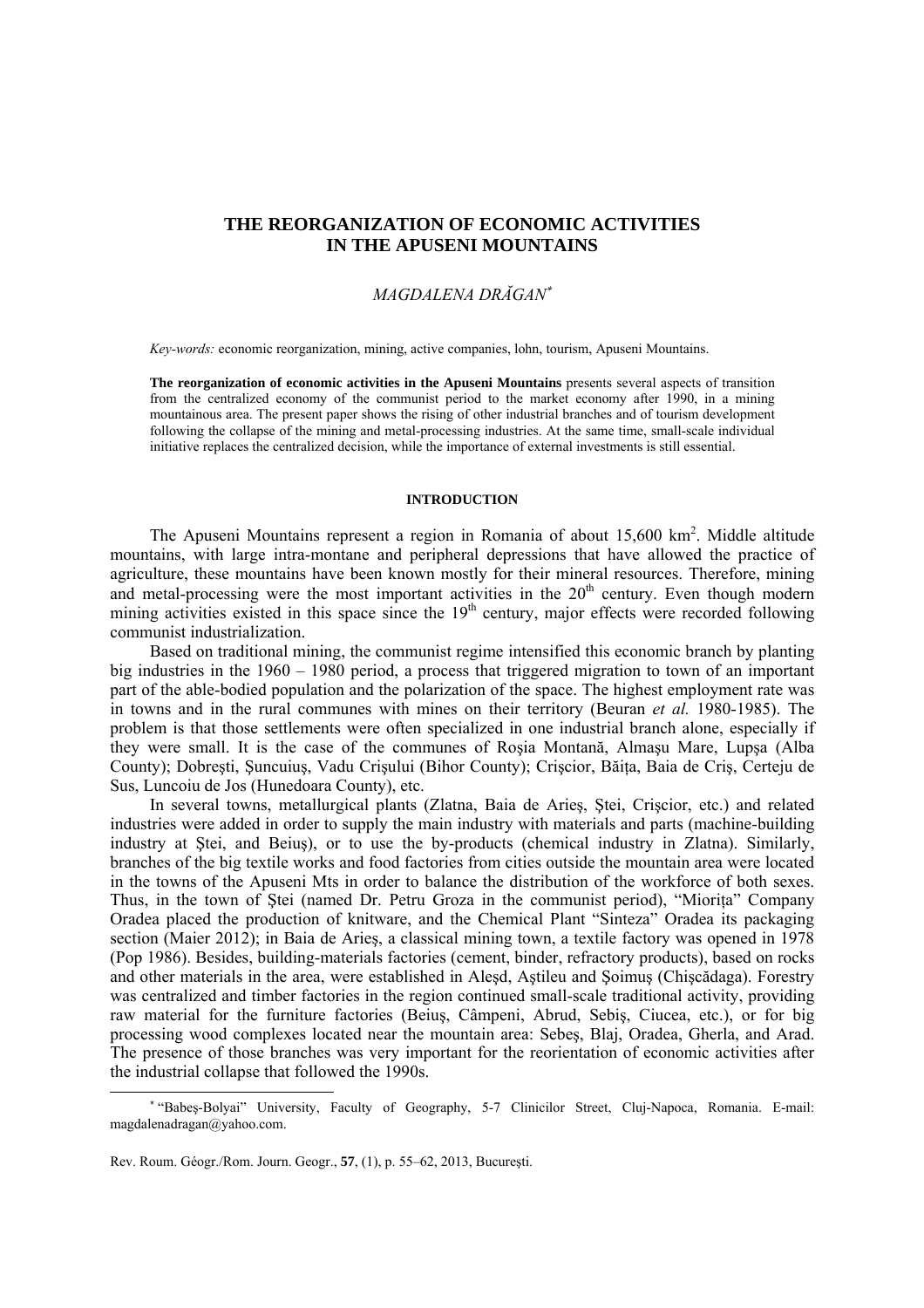# THE REORGANIZATION OF ECONOMIC ACTIVITIES IN THE APUSENI MOUNTAINS

*MAGDALENA DRĂGAN*[*]

*Key-words:* economic reorganization, mining, active companies, lohn, tourism, Apuseni Mountains.

**The reorganization of economic activities in the Apuseni Mountains** presents several aspects of transition from the centralized economy of the communist period to the market economy after 1990, in a mining mountainous area. The present paper shows the rising of other industrial branches and of tourism development following the collapse of the mining and metal-processing industries. At the same time, small-scale individual initiative replaces the centralized decision, while the importance of external investments is still essential.

## INTRODUCTION

The Apuseni Mountains represent a region in Romania of about 15,600 km$^2$. Middle altitude mountains, with large intra-montane and peripheral depressions that have allowed the practice of agriculture, these mountains have been known mostly for their mineral resources. Therefore, mining and metal-processing were the most important activities in the 20$^{th}$ century. Even though modern mining activities existed in this space since the 19$^{th}$ century, major effects were recorded following communist industrialization.

Based on traditional mining, the communist regime intensified this economic branch by planting big industries in the 1960 – 1980 period, a process that triggered migration to town of an important part of the able-bodied population and the polarization of the space. The highest employment rate was in towns and in the rural communes with mines on their territory (Beuran *et al.* 1980-1985). The problem is that those settlements were often specialized in one industrial branch alone, especially if they were small. It is the case of the communes of Roşia Montană, Almaşu Mare, Lupşa (Alba County); Dobreşti, Şuncuiuş, Vadu Crişului (Bihor County); Crişcior, Băiţa, Baia de Criş, Certeju de Sus, Luncoiu de Jos (Hunedoara County), etc.

In several towns, metallurgical plants (Zlatna, Baia de Arieş, Ştei, Crişcior, etc.) and related industries were added in order to supply the main industry with materials and parts (machine-building industry at Ştei, and Beiuş), or to use the by-products (chemical industry in Zlatna). Similarly, branches of the big textile works and food factories from cities outside the mountain area were located in the towns of the Apuseni Mts in order to balance the distribution of the workforce of both sexes. Thus, in the town of Ştei (named Dr. Petru Groza in the communist period), "Mioriţa" Company Oradea placed the production of knitware, and the Chemical Plant "Sinteza" Oradea its packaging section (Maier 2012); in Baia de Arieş, a classical mining town, a textile factory was opened in 1978 (Pop 1986). Besides, building-materials factories (cement, binder, refractory products), based on rocks and other materials in the area, were established in Aleşd, Aştileu and Şoimuş (Chişcădaga). Forestry was centralized and timber factories in the region continued small-scale traditional activity, providing raw material for the furniture factories (Beiuş, Câmpeni, Abrud, Sebiş, Ciucea, etc.), or for big processing wood complexes located near the mountain area: Sebeş, Blaj, Oradea, Gherla, and Arad. The presence of those branches was very important for the reorientation of economic activities after the industrial collapse that followed the 1990s.

[*] "Babeş-Bolyai" University, Faculty of Geography, 5-7 Clinicilor Street, Cluj-Napoca, Romania. E-mail: magdalenadragan@yahoo.com.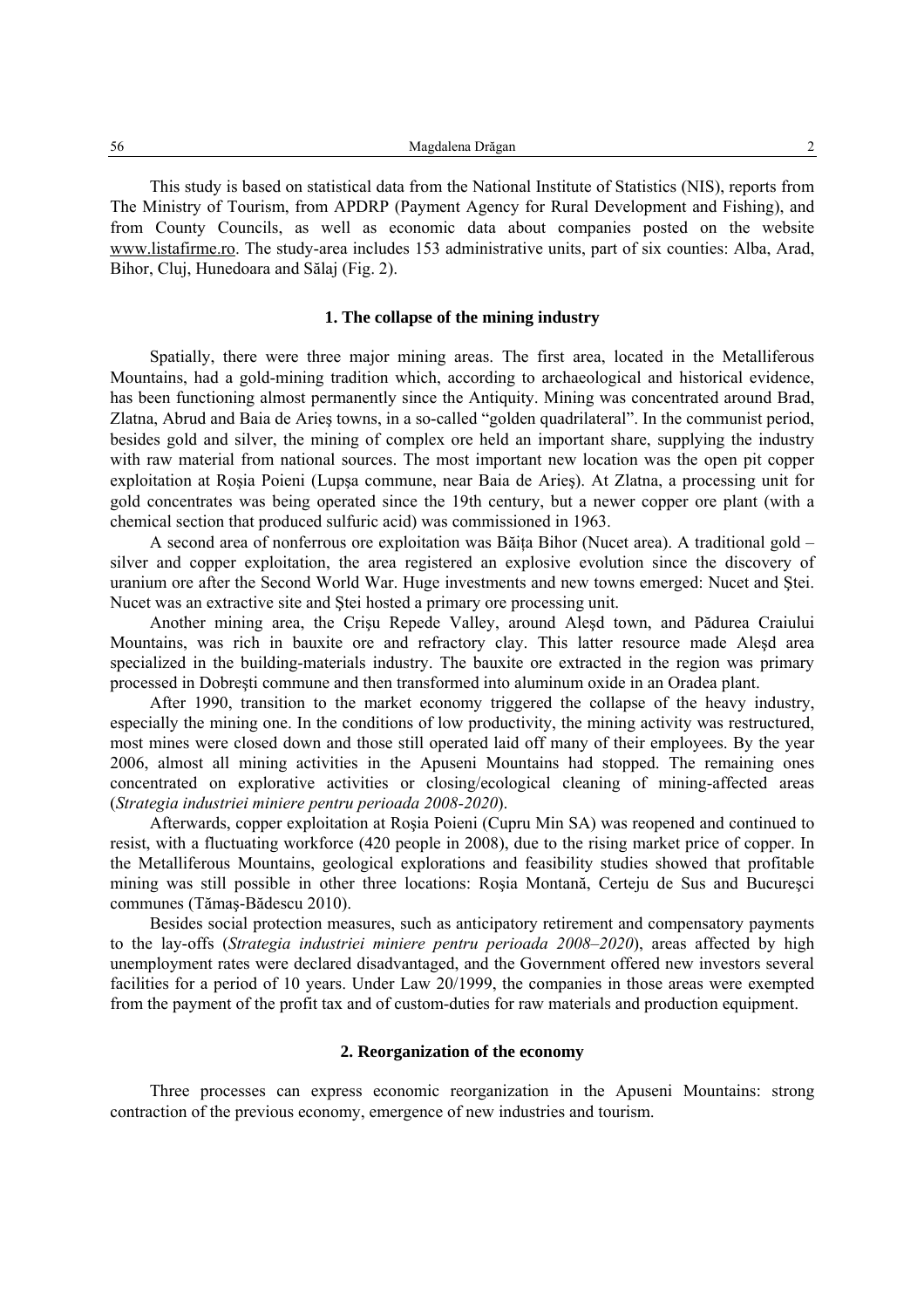This study is based on statistical data from the National Institute of Statistics (NIS), reports from The Ministry of Tourism, from APDRP (Payment Agency for Rural Development and Fishing), and from County Councils, as well as economic data about companies posted on the website www.listafirme.ro. The study-area includes 153 administrative units, part of six counties: Alba, Arad, Bihor, Cluj, Hunedoara and Sălaj (Fig. 2).

## 1. The collapse of the mining industry

Spatially, there were three major mining areas. The first area, located in the Metalliferous Mountains, had a gold-mining tradition which, according to archaeological and historical evidence, has been functioning almost permanently since the Antiquity. Mining was concentrated around Brad, Zlatna, Abrud and Baia de Arieş towns, in a so-called "golden quadrilateral". In the communist period, besides gold and silver, the mining of complex ore held an important share, supplying the industry with raw material from national sources. The most important new location was the open pit copper exploitation at Roşia Poieni (Lupşa commune, near Baia de Arieş). At Zlatna, a processing unit for gold concentrates was being operated since the 19th century, but a newer copper ore plant (with a chemical section that produced sulfuric acid) was commissioned in 1963.

A second area of nonferrous ore exploitation was Băiţa Bihor (Nucet area). A traditional gold – silver and copper exploitation, the area registered an explosive evolution since the discovery of uranium ore after the Second World War. Huge investments and new towns emerged: Nucet and Ştei. Nucet was an extractive site and Ştei hosted a primary ore processing unit.

Another mining area, the Crişu Repede Valley, around Aleşd town, and Pădurea Craiului Mountains, was rich in bauxite ore and refractory clay. This latter resource made Aleşd area specialized in the building-materials industry. The bauxite ore extracted in the region was primary processed in Dobreşti commune and then transformed into aluminum oxide in an Oradea plant.

After 1990, transition to the market economy triggered the collapse of the heavy industry, especially the mining one. In the conditions of low productivity, the mining activity was restructured, most mines were closed down and those still operated laid off many of their employees. By the year 2006, almost all mining activities in the Apuseni Mountains had stopped. The remaining ones concentrated on explorative activities or closing/ecological cleaning of mining-affected areas (*Strategia industriei miniere pentru perioada 2008-2020*).

Afterwards, copper exploitation at Roşia Poieni (Cupru Min SA) was reopened and continued to resist, with a fluctuating workforce (420 people in 2008), due to the rising market price of copper. In the Metalliferous Mountains, geological explorations and feasibility studies showed that profitable mining was still possible in other three locations: Roşia Montană, Certeju de Sus and Bucureşci communes (Tămaş-Bădescu 2010).

Besides social protection measures, such as anticipatory retirement and compensatory payments to the lay-offs (*Strategia industriei miniere pentru perioada 2008–2020*), areas affected by high unemployment rates were declared disadvantaged, and the Government offered new investors several facilities for a period of 10 years. Under Law 20/1999, the companies in those areas were exempted from the payment of the profit tax and of custom-duties for raw materials and production equipment.

## 2. Reorganization of the economy

Three processes can express economic reorganization in the Apuseni Mountains: strong contraction of the previous economy, emergence of new industries and tourism.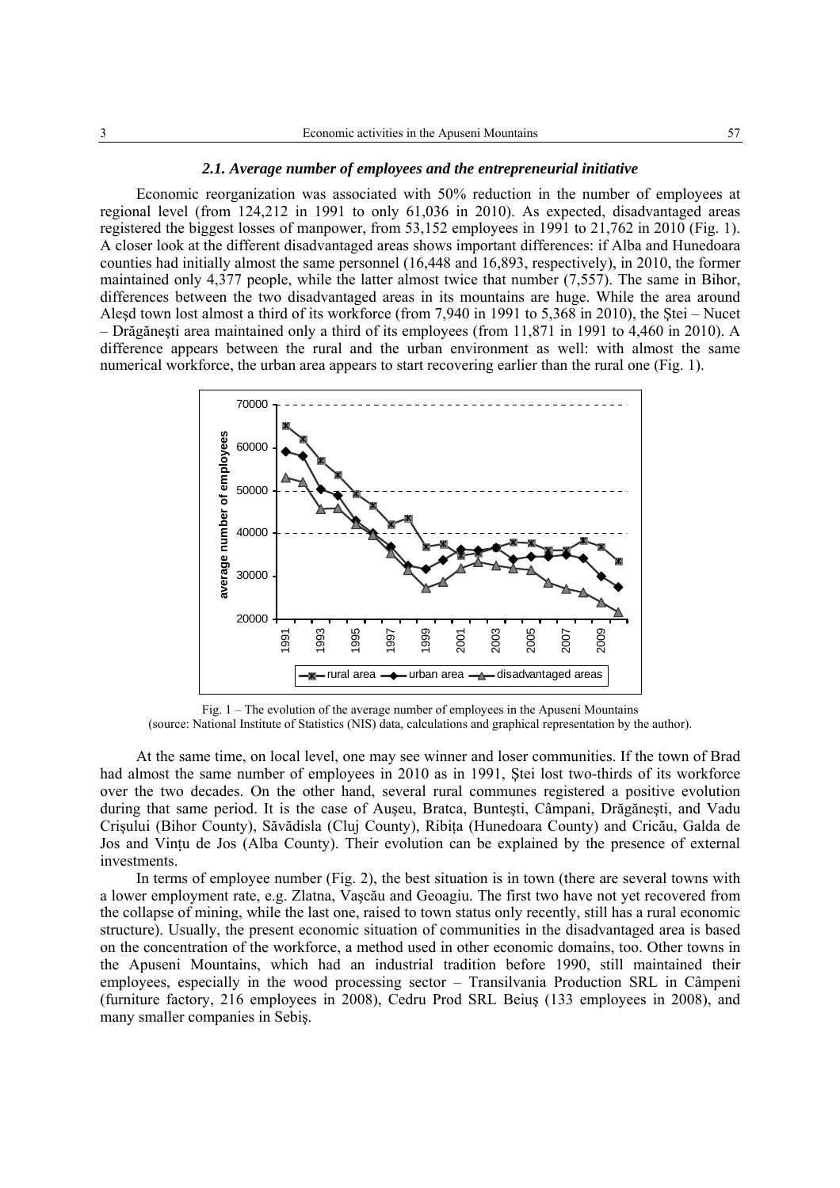### *2.1. Average number of employees and the entrepreneurial initiative*

Economic reorganization was associated with 50% reduction in the number of employees at regional level (from 124,212 in 1991 to only 61,036 in 2010). As expected, disadvantaged areas registered the biggest losses of manpower, from 53,152 employees in 1991 to 21,762 in 2010 (Fig. 1). A closer look at the different disadvantaged areas shows important differences: if Alba and Hunedoara counties had initially almost the same personnel (16,448 and 16,893, respectively), in 2010, the former maintained only 4,377 people, while the latter almost twice that number (7,557). The same in Bihor, differences between the two disadvantaged areas in its mountains are huge. While the area around Aleşd town lost almost a third of its workforce (from 7,940 in 1991 to 5,368 in 2010), the Ştei – Nucet – Drăgăneşti area maintained only a third of its employees (from 11,871 in 1991 to 4,460 in 2010). A difference appears between the rural and the urban environment as well: with almost the same numerical workforce, the urban area appears to start recovering earlier than the rural one (Fig. 1).

Fig. 1 – The evolution of the average number of employees in the Apuseni Mountains (source: National Institute of Statistics (NIS) data, calculations and graphical representation by the author).

At the same time, on local level, one may see winner and loser communities. If the town of Brad had almost the same number of employees in 2010 as in 1991, Ştei lost two-thirds of its workforce over the two decades. On the other hand, several rural communes registered a positive evolution during that same period. It is the case of Auşeu, Bratca, Bunteşti, Câmpani, Drăgăneşti, and Vadu Crişului (Bihor County), Săvădisla (Cluj County), Ribiţa (Hunedoara County) and Cricău, Galda de Jos and Vinţu de Jos (Alba County). Their evolution can be explained by the presence of external investments.

In terms of employee number (Fig. 2), the best situation is in town (there are several towns with a lower employment rate, e.g. Zlatna, Vaşcău and Geoagiu. The first two have not yet recovered from the collapse of mining, while the last one, raised to town status only recently, still has a rural economic structure). Usually, the present economic situation of communities in the disadvantaged area is based on the concentration of the workforce, a method used in other economic domains, too. Other towns in the Apuseni Mountains, which had an industrial tradition before 1990, still maintained their employees, especially in the wood processing sector – Transilvania Production SRL in Câmpeni (furniture factory, 216 employees in 2008), Cedru Prod SRL Beiuş (133 employees in 2008), and many smaller companies in Sebiş.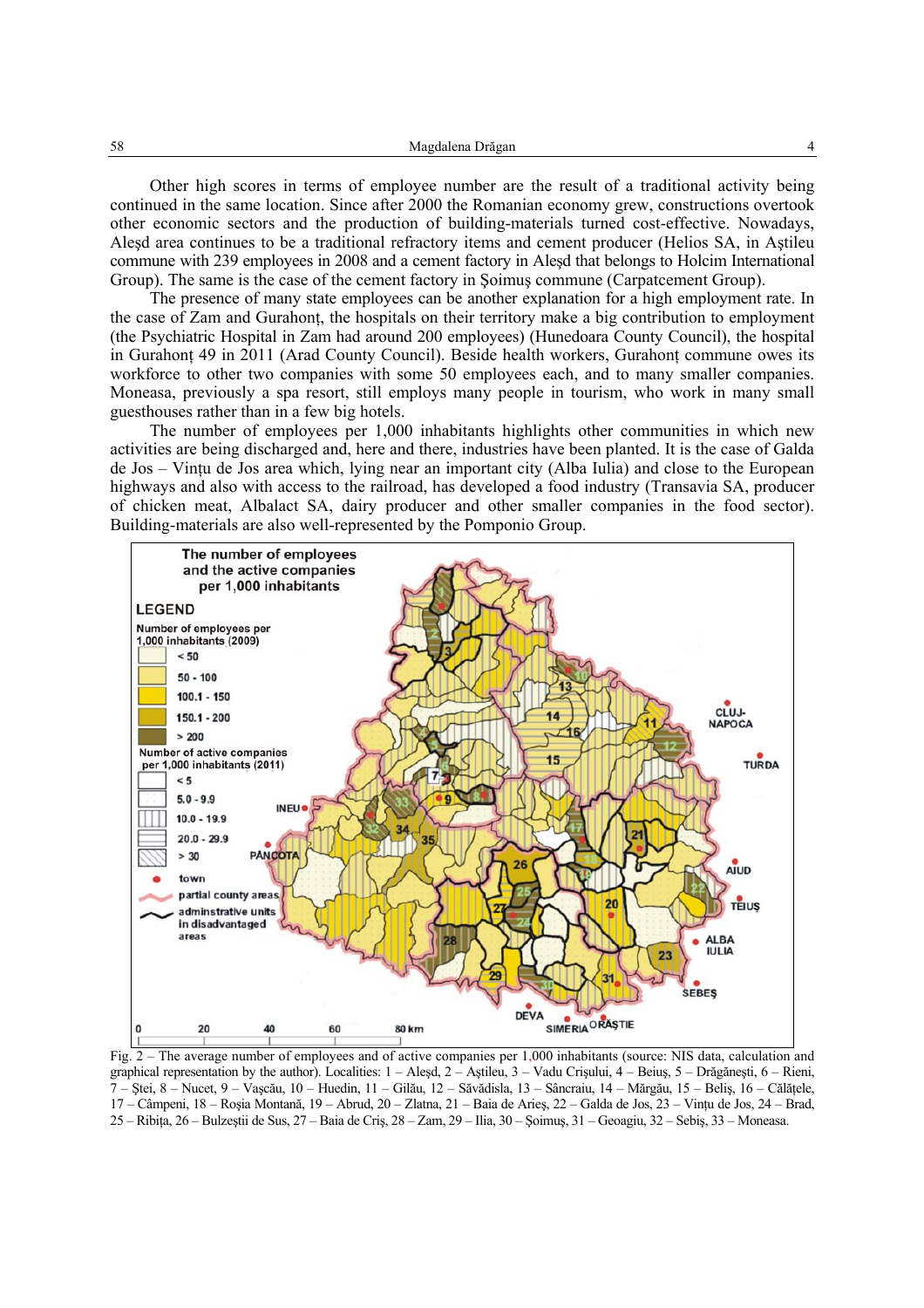Other high scores in terms of employee number are the result of a traditional activity being continued in the same location. Since after 2000 the Romanian economy grew, constructions overtook other economic sectors and the production of building-materials turned cost-effective. Nowadays, Aleşd area continues to be a traditional refractory items and cement producer (Helios SA, in Aştileu commune with 239 employees in 2008 and a cement factory in Aleşd that belongs to Holcim International Group). The same is the case of the cement factory in Şoimuş commune (Carpatcement Group).

The presence of many state employees can be another explanation for a high employment rate. In the case of Zam and Gurahonţ, the hospitals on their territory make a big contribution to employment (the Psychiatric Hospital in Zam had around 200 employees) (Hunedoara County Council), the hospital in Gurahonţ 49 in 2011 (Arad County Council). Beside health workers, Gurahonţ commune owes its workforce to other two companies with some 50 employees each, and to many smaller companies. Moneasa, previously a spa resort, still employs many people in tourism, who work in many small guesthouses rather than in a few big hotels.

The number of employees per 1,000 inhabitants highlights other communities in which new activities are being discharged and, here and there, industries have been planted. It is the case of Galda de Jos – Vinţu de Jos area which, lying near an important city (Alba Iulia) and close to the European highways and also with access to the railroad, has developed a food industry (Transavia SA, producer of chicken meat, Albalact SA, dairy producer and other smaller companies in the food sector). Building-materials are also well-represented by the Pomponio Group.

Fig. 2 – The average number of employees and of active companies per 1,000 inhabitants (source: NIS data, calculation and graphical representation by the author). Localities: 1 – Aleşd, 2 – Aştileu, 3 – Vadu Crişului, 4 – Beiuş, 5 – Drăgăneşti, 6 – Rieni, 7 – Ştei, 8 – Nucet, 9 – Vaşcău, 10 – Huedin, 11 – Gilău, 12 – Săvădisla, 13 – Sâncraiu, 14 – Mărgău, 15 – Beliş, 16 – Călăţele, 17 – Câmpeni, 18 – Roşia Montană, 19 – Abrud, 20 – Zlatna, 21 – Baia de Arieş, 22 – Galda de Jos, 23 – Vinţu de Jos, 24 – Brad, 25 – Ribiţa, 26 – Bulzeştii de Sus, 27 – Baia de Criş, 28 – Zam, 29 – Ilia, 30 – Şoimuş, 31 – Geoagiu, 32 – Sebiş, 33 – Moneasa.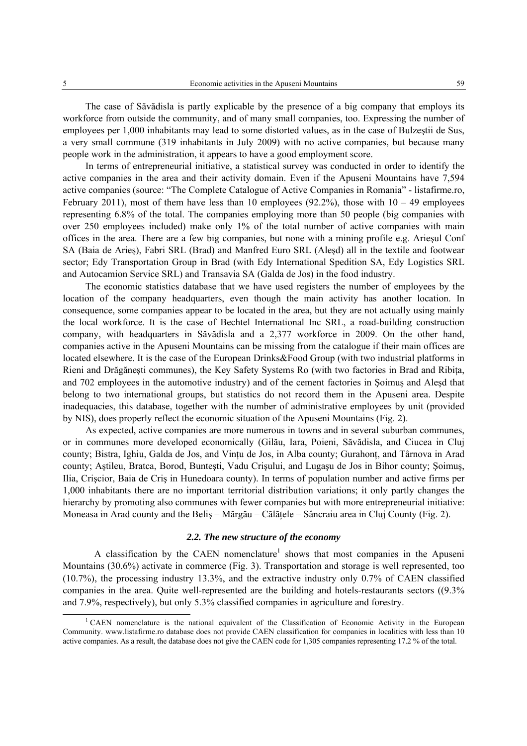The case of Sădădisla is partly explicable by the presence of a big company that employs its workforce from outside the community, and of many small companies, too. Expressing the number of employees per 1,000 inhabitants may lead to some distorted values, as in the case of Bulzeştii de Sus, a very small commune (319 inhabitants in July 2009) with no active companies, but because many people work in the administration, it appears to have a good employment score.

In terms of entrepreneurial initiative, a statistical survey was conducted in order to identify the active companies in the area and their activity domain. Even if the Apuseni Mountains have 7,594 active companies (source: "The Complete Catalogue of Active Companies in Romania" - listafirme.ro, February 2011), most of them have less than 10 employees (92.2%), those with 10 – 49 employees representing 6.8% of the total. The companies employing more than 50 people (big companies with over 250 employees included) make only 1% of the total number of active companies with main offices in the area. There are a few big companies, but none with a mining profile e.g. Arieşul Conf SA (Baia de Arieş), Fabri SRL (Brad) and Manfred Euro SRL (Aleşd) all in the textile and footwear sector; Edy Transportation Group in Brad (with Edy International Spedition SA, Edy Logistics SRL and Autocamion Service SRL) and Transavia SA (Galda de Jos) in the food industry.

The economic statistics database that we have used registers the number of employees by the location of the company headquarters, even though the main activity has another location. In consequence, some companies appear to be located in the area, but they are not actually using mainly the local workforce. It is the case of Bechtel International Inc SRL, a road-building construction company, with headquarters in Sădădisla and a 2,377 workforce in 2009. On the other hand, companies active in the Apuseni Mountains can be missing from the catalogue if their main offices are located elsewhere. It is the case of the European Drinks&Food Group (with two industrial platforms in Rieni and Drăgăneşti communes), the Key Safety Systems Ro (with two factories in Brad and Ribița, and 702 employees in the automotive industry) and of the cement factories in Şoimuş and Aleşd that belong to two international groups, but statistics do not record them in the Apuseni area. Despite inadequacies, this database, together with the number of administrative employees by unit (provided by NIS), does properly reflect the economic situation of the Apuseni Mountains (Fig. 2).

As expected, active companies are more numerous in towns and in several suburban communes, or in communes more developed economically (Gilău, Iara, Poieni, Sădădisla, and Ciucea in Cluj county; Bistra, Ighiu, Galda de Jos, and Vințu de Jos, in Alba county; Gurahonț, and Târnova in Arad county; Aştileu, Bratca, Borod, Bunteşti, Vadu Crişului, and Lugaşu de Jos in Bihor county; Şoimuş, Ilia, Crişcior, Baia de Criş in Hunedoara county). In terms of population number and active firms per 1,000 inhabitants there are no important territorial distribution variations; it only partly changes the hierarchy by promoting also communes with fewer companies but with more entrepreneurial initiative: Moneasa in Arad county and the Beliş – Mărgău – Călățele – Sâncraiu area in Cluj County (Fig. 2).

### *2.2. The new structure of the economy*

A classification by the CAEN nomenclature[1] shows that most companies in the Apuseni Mountains (30.6%) activate in commerce (Fig. 3). Transportation and storage is well represented, too (10.7%), the processing industry 13.3%, and the extractive industry only 0.7% of CAEN classified companies in the area. Quite well-represented are the building and hotels-restaurants sectors ((9.3% and 7.9%, respectively), but only 5.3% classified companies in agriculture and forestry.

[1] CAEN nomenclature is the national equivalent of the Classification of Economic Activity in the European Community. www.listafirme.ro database does not provide CAEN classification for companies in localities with less than 10 active companies. As a result, the database does not give the CAEN code for 1,305 companies representing 17.2 % of the total.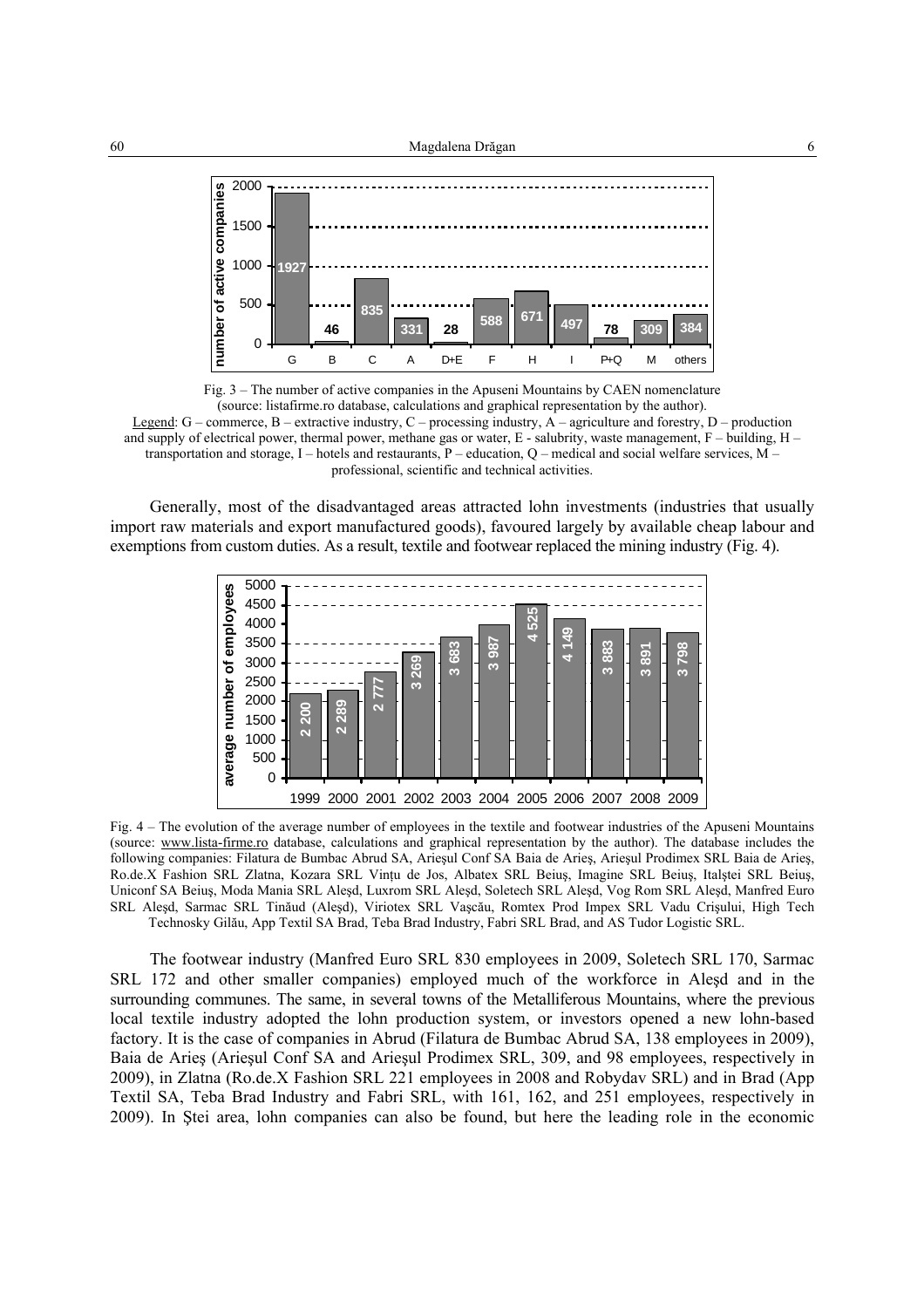Fig. 3 – The number of active companies in the Apuseni Mountains by CAEN nomenclature (source: listafirme.ro database, calculations and graphical representation by the author).

Legend: G – commerce, B – extractive industry, C – processing industry, A – agriculture and forestry, D – production and supply of electrical power, thermal power, methane gas or water, E - salubrity, waste management, F – building, H – transportation and storage, I – hotels and restaurants, P – education, Q – medical and social welfare services, M – professional, scientific and technical activities.

Generally, most of the disadvantaged areas attracted lohn investments (industries that usually import raw materials and export manufactured goods), favoured largely by available cheap labour and exemptions from custom duties. As a result, textile and footwear replaced the mining industry (Fig. 4).

Fig. 4 – The evolution of the average number of employees in the textile and footwear industries of the Apuseni Mountains (source: www.lista-firme.ro database, calculations and graphical representation by the author). The database includes the following companies: Filatura de Bumbac Abrud SA, Arieşul Conf SA Baia de Arieş, Arieşul Prodimex SRL Baia de Arieş, Ro.de.X Fashion SRL Zlatna, Kozara SRL Vințu de Jos, Albatex SRL Beiuş, Imagine SRL Beiuş, Italştei SRL Beiuş, Uniconf SA Beiuş, Moda Mania SRL Aleşd, Luxrom SRL Aleşd, Soletech SRL Aleşd, Vog Rom SRL Aleşd, Manfred Euro SRL Aleşd, Sarmac SRL Tinăud (Aleşd), Viriotex SRL Vaşcău, Romtex Prod Impex SRL Vadu Crişului, High Tech Technosky Gilău, App Textil SA Brad, Teba Brad Industry, Fabri SRL Brad, and AS Tudor Logistic SRL.

The footwear industry (Manfred Euro SRL 830 employees in 2009, Soletech SRL 170, Sarmac SRL 172 and other smaller companies) employed much of the workforce in Aleşd and in the surrounding communes. The same, in several towns of the Metalliferous Mountains, where the previous local textile industry adopted the lohn production system, or investors opened a new lohn-based factory. It is the case of companies in Abrud (Filatura de Bumbac Abrud SA, 138 employees in 2009), Baia de Arieş (Arieşul Conf SA and Arieşul Prodimex SRL, 309, and 98 employees, respectively in 2009), in Zlatna (Ro.de.X Fashion SRL 221 employees in 2008 and Robydav SRL) and in Brad (App Textil SA, Teba Brad Industry and Fabri SRL, with 161, 162, and 251 employees, respectively in 2009). In Ştei area, lohn companies can also be found, but here the leading role in the economic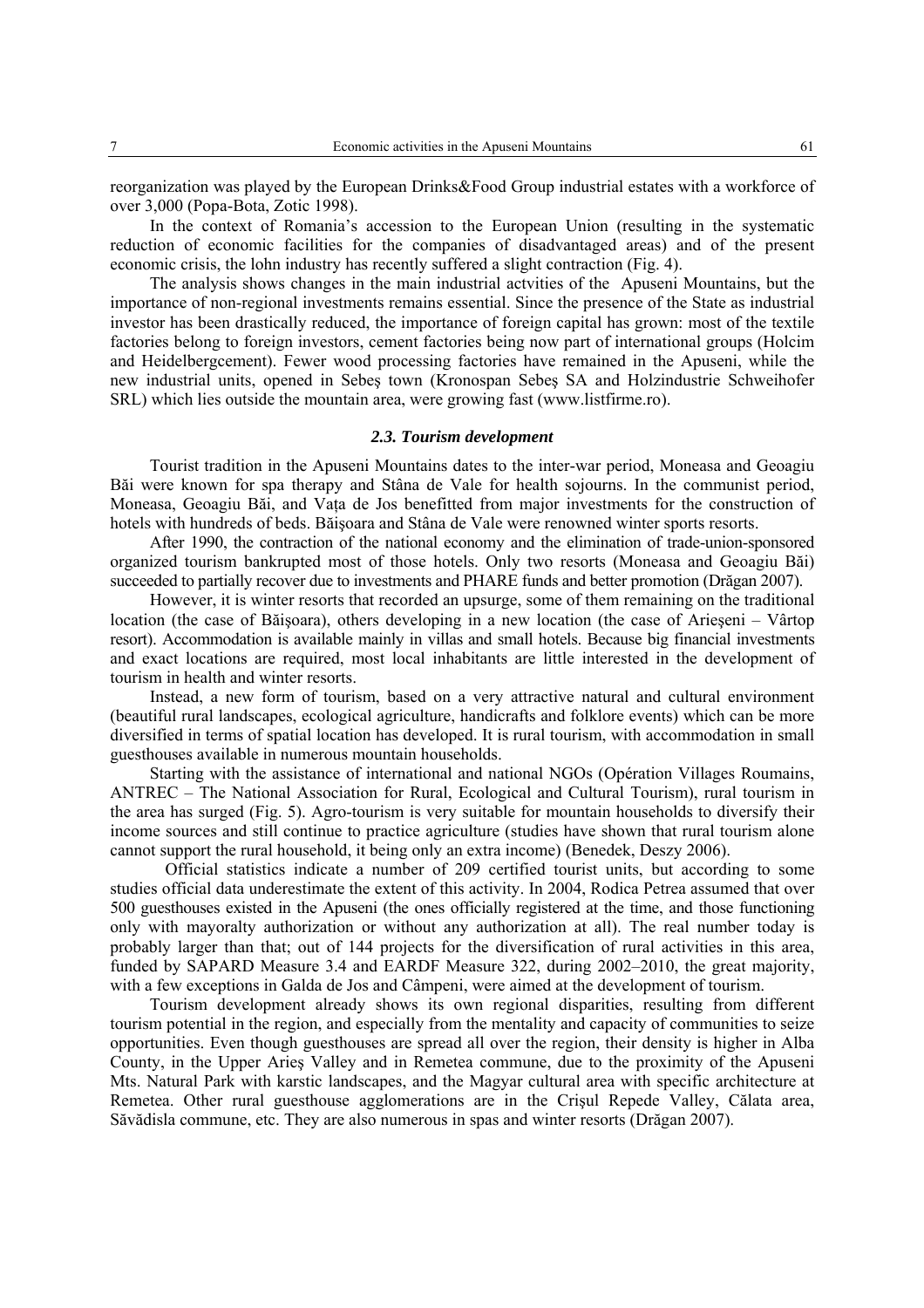reorganization was played by the European Drinks&Food Group industrial estates with a workforce of over 3,000 (Popa-Bota, Zotic 1998).

In the context of Romania's accession to the European Union (resulting in the systematic reduction of economic facilities for the companies of disadvantaged areas) and of the present economic crisis, the lohn industry has recently suffered a slight contraction (Fig. 4).

The analysis shows changes in the main industrial actvities of the Apuseni Mountains, but the importance of non-regional investments remains essential. Since the presence of the State as industrial investor has been drastically reduced, the importance of foreign capital has grown: most of the textile factories belong to foreign investors, cement factories being now part of international groups (Holcim and Heidelbergcement). Fewer wood processing factories have remained in the Apuseni, while the new industrial units, opened in Sebeş town (Kronospan Sebeş SA and Holzindustrie Schweihofer SRL) which lies outside the mountain area, were growing fast (www.listfirme.ro).

### *2.3. Tourism development*

Tourist tradition in the Apuseni Mountains dates to the inter-war period, Moneasa and Geoagiu Băi were known for spa therapy and Stâna de Vale for health sojourns. In the communist period, Moneasa, Geoagiu Băi, and Vaţa de Jos benefitted from major investments for the construction of hotels with hundreds of beds. Băişoara and Stâna de Vale were renowned winter sports resorts.

After 1990, the contraction of the national economy and the elimination of trade-union-sponsored organized tourism bankrupted most of those hotels. Only two resorts (Moneasa and Geoagiu Băi) succeeded to partially recover due to investments and PHARE funds and better promotion (Drăgan 2007).

However, it is winter resorts that recorded an upsurge, some of them remaining on the traditional location (the case of Băişoara), others developing in a new location (the case of Arieşeni – Vârtop resort). Accommodation is available mainly in villas and small hotels. Because big financial investments and exact locations are required, most local inhabitants are little interested in the development of tourism in health and winter resorts.

Instead, a new form of tourism, based on a very attractive natural and cultural environment (beautiful rural landscapes, ecological agriculture, handicrafts and folklore events) which can be more diversified in terms of spatial location has developed. It is rural tourism, with accommodation in small guesthouses available in numerous mountain households.

Starting with the assistance of international and national NGOs (Opération Villages Roumains, ANTREC – The National Association for Rural, Ecological and Cultural Tourism), rural tourism in the area has surged (Fig. 5). Agro-tourism is very suitable for mountain households to diversify their income sources and still continue to practice agriculture (studies have shown that rural tourism alone cannot support the rural household, it being only an extra income) (Benedek, Deszy 2006).

Official statistics indicate a number of 209 certified tourist units, but according to some studies official data underestimate the extent of this activity. In 2004, Rodica Petrea assumed that over 500 guesthouses existed in the Apuseni (the ones officially registered at the time, and those functioning only with mayoralty authorization or without any authorization at all). The real number today is probably larger than that; out of 144 projects for the diversification of rural activities in this area, funded by SAPARD Measure 3.4 and EARDF Measure 322, during 2002–2010, the great majority, with a few exceptions in Galda de Jos and Câmpeni, were aimed at the development of tourism.

Tourism development already shows its own regional disparities, resulting from different tourism potential in the region, and especially from the mentality and capacity of communities to seize opportunities. Even though guesthouses are spread all over the region, their density is higher in Alba County, in the Upper Arieş Valley and in Remetea commune, due to the proximity of the Apuseni Mts. Natural Park with karstic landscapes, and the Magyar cultural area with specific architecture at Remetea. Other rural guesthouse agglomerations are in the Crişul Repede Valley, Călata area, Săvădisla commune, etc. They are also numerous in spas and winter resorts (Drăgan 2007).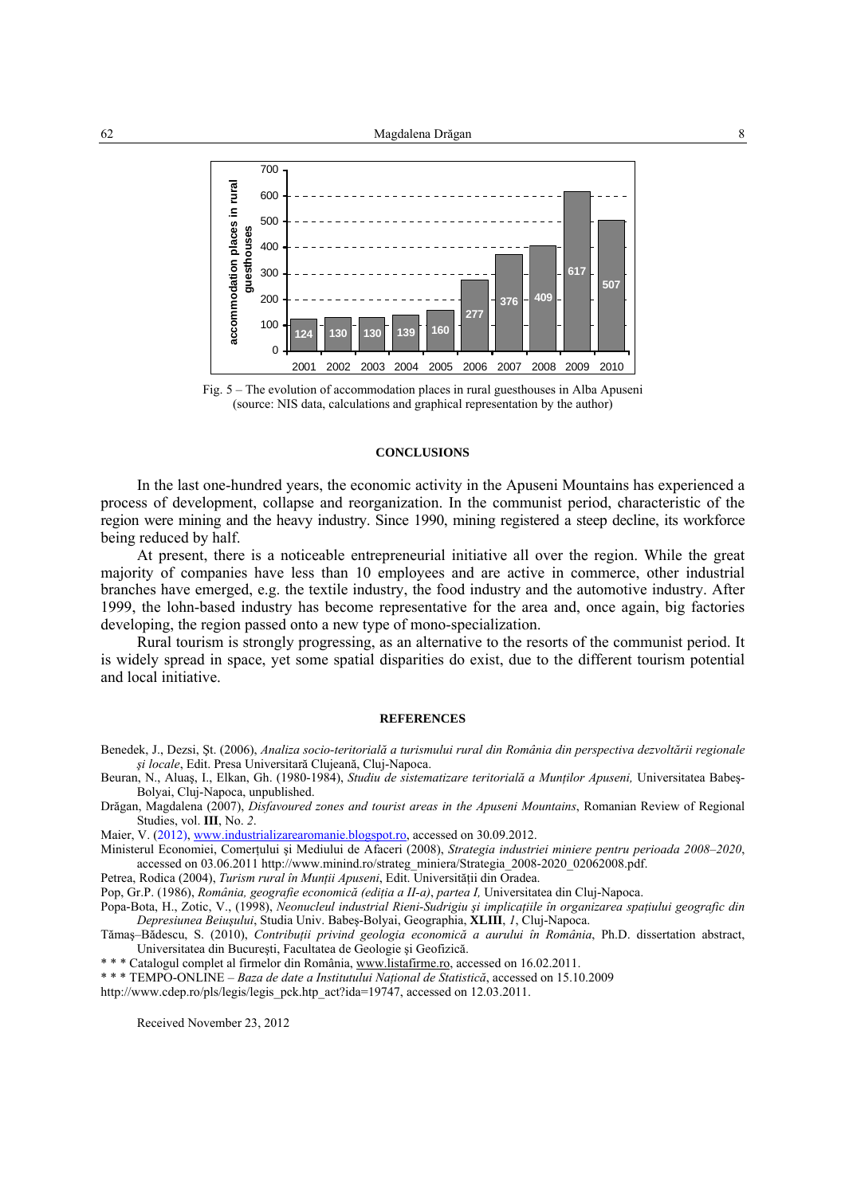700
600
500
400
300
200
100
0

accommodation places in rural guesthouses

124 130 130 139 160 277 376 409 617 507

2001 2002 2003 2004 2005 2006 2007 2008 2009 2010

Fig. 5 – The evolution of accommodation places in rural guesthouses in Alba Apuseni (source: NIS data, calculations and graphical representation by the author)

## CONCLUSIONS

In the last one-hundred years, the economic activity in the Apuseni Mountains has experienced a process of development, collapse and reorganization. In the communist period, characteristic of the region were mining and the heavy industry. Since 1990, mining registered a steep decline, its workforce being reduced by half.

At present, there is a noticeable entrepreneurial initiative all over the region. While the great majority of companies have less than 10 employees and are active in commerce, other industrial branches have emerged, e.g. the textile industry, the food industry and the automotive industry. After 1999, the lohn-based industry has become representative for the area and, once again, big factories developing, the region passed onto a new type of mono-specialization.

Rural tourism is strongly progressing, as an alternative to the resorts of the communist period. It is widely spread in space, yet some spatial disparities do exist, due to the different tourism potential and local initiative.

## REFERENCES

Benedek, J., Dezsi, Şt. (2006), *Analiza socio-teritorială a turismului rural din România din perspectiva dezvoltării regionale şi locale*, Edit. Presa Universitară Clujeană, Cluj-Napoca.

Beuran, N., Aluaş, I., Elkan, Gh. (1980-1984), *Studiu de sistematizare teritorială a Munţilor Apuseni,* Universitatea Babeş-Bolyai, Cluj-Napoca, unpublished.

Drăgan, Magdalena (2007), *Disfavoured zones and tourist areas in the Apuseni Mountains*, Romanian Review of Regional Studies, vol. **III**, No. *2*.

Maier, V. (2012), www.industrializarearomanie.blogspot.ro, accessed on 30.09.2012.

Ministerul Economiei, Comerţului şi Mediului de Afaceri (2008), *Strategia industriei miniere pentru perioada 2008–2020*, accessed on 03.06.2011 http://www.minind.ro/strateg_miniera/Strategia_2008-2020_02062008.pdf.

Petrea, Rodica (2004), *Turism rural în Munţii Apuseni*, Edit. Universităţii din Oradea.

Pop, Gr.P. (1986), *România, geografie economică (ediţia a II-a), partea I,* Universitatea din Cluj-Napoca.

Popa-Bota, H., Zotic, V., (1998), *Neonucleul industrial Rieni-Sudrigiu şi implicaţiile în organizarea spaţiului geografic din Depresiunea Beiuşului*, Studia Univ. Babeş-Bolyai, Geographia, **XLIII**, *1*, Cluj-Napoca.

Tămaş–Bădescu, S. (2010), *Contribuţii privind geologia economică a aurului în România*, Ph.D. dissertation abstract, Universitatea din Bucureşti, Facultatea de Geologie şi Geofizică.

* * * Catalogul complet al firmelor din România, www.listafirme.ro, accessed on 16.02.2011.

* * * TEMPO-ONLINE – *Baza de date a Institutului Naţional de Statistică*, accessed on 15.10.2009

http://www.cdep.ro/pls/legis/legis_pck.htp_act?ida=19747, accessed on 12.03.2011.

Received November 23, 2012